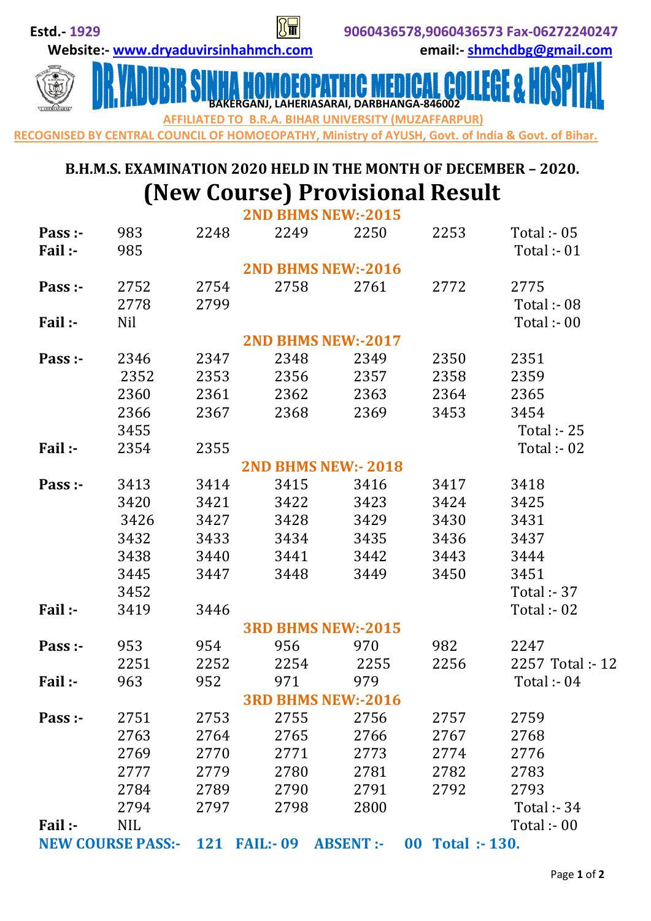Estd.- 1929 | 9060436578,9060436573 Fax-06272240247

Website:- www.dryaduvirsinhahmch.com | email:- shmchdbg@gmail.com

# DR. YADUBIR SINHA HOMOEOPATHIC MEDICAL COLLEGE & HOSPITAL

BAKERGANJ, LAHERIASARAI, DARBHANGA-846002

AFFILIATED TO B.R.A. BIHAR UNIVERSITY (MUZAFFARPUR)

RECOGNISED BY CENTRAL COUNCIL OF HOMOEOPATHY, Ministry of AYUSH, Govt. of India & Govt. of Bihar.

## B.H.M.S. EXAMINATION 2020 HELD IN THE MONTH OF DECEMBER – 2020.

# (New Course) Provisional Result

### 2ND BHMS NEW:-2015

**Pass :-** 983 2248 2249 2250 2253 Total :- 05

**Fail :-** 985 Total :- 01

### 2ND BHMS NEW:-2016

**Pass :-** 2752 2754 2758 2761 2772 2775 2778 2799 Total :- 08

**Fail :-** Nil Total :- 00

### 2ND BHMS NEW:-2017

**Pass :-** 2346 2347 2348 2349 2350 2351 2352 2353 2356 2357 2358 2359 2360 2361 2362 2363 2364 2365 2366 2367 2368 2369 3453 3454 3455 Total :- 25

**Fail :-** 2354 2355 Total :- 02

### 2ND BHMS NEW:- 2018

**Pass :-** 3413 3414 3415 3416 3417 3418 3420 3421 3422 3423 3424 3425 3426 3427 3428 3429 3430 3431 3432 3433 3434 3435 3436 3437 3438 3440 3441 3442 3443 3444 3445 3447 3448 3449 3450 3451 3452 Total :- 37

**Fail :-** 3419 3446 Total :- 02

### 3RD BHMS NEW:-2015

**Pass :-** 953 954 956 970 982 2247 2251 2252 2254 2255 2256 2257 Total :- 12

**Fail :-** 963 952 971 979 Total :- 04

### 3RD BHMS NEW:-2016

**Pass :-** 2751 2753 2755 2756 2757 2759 2763 2764 2765 2766 2767 2768 2769 2770 2771 2773 2774 2776 2777 2779 2780 2781 2782 2783 2784 2789 2790 2791 2792 2793 2794 2797 2798 2800 Total :- 34

**Fail :-** NIL Total :- 00

**NEW COURSE PASS:- 121 FAIL:- 09 ABSENT :- 00 Total :- 130.**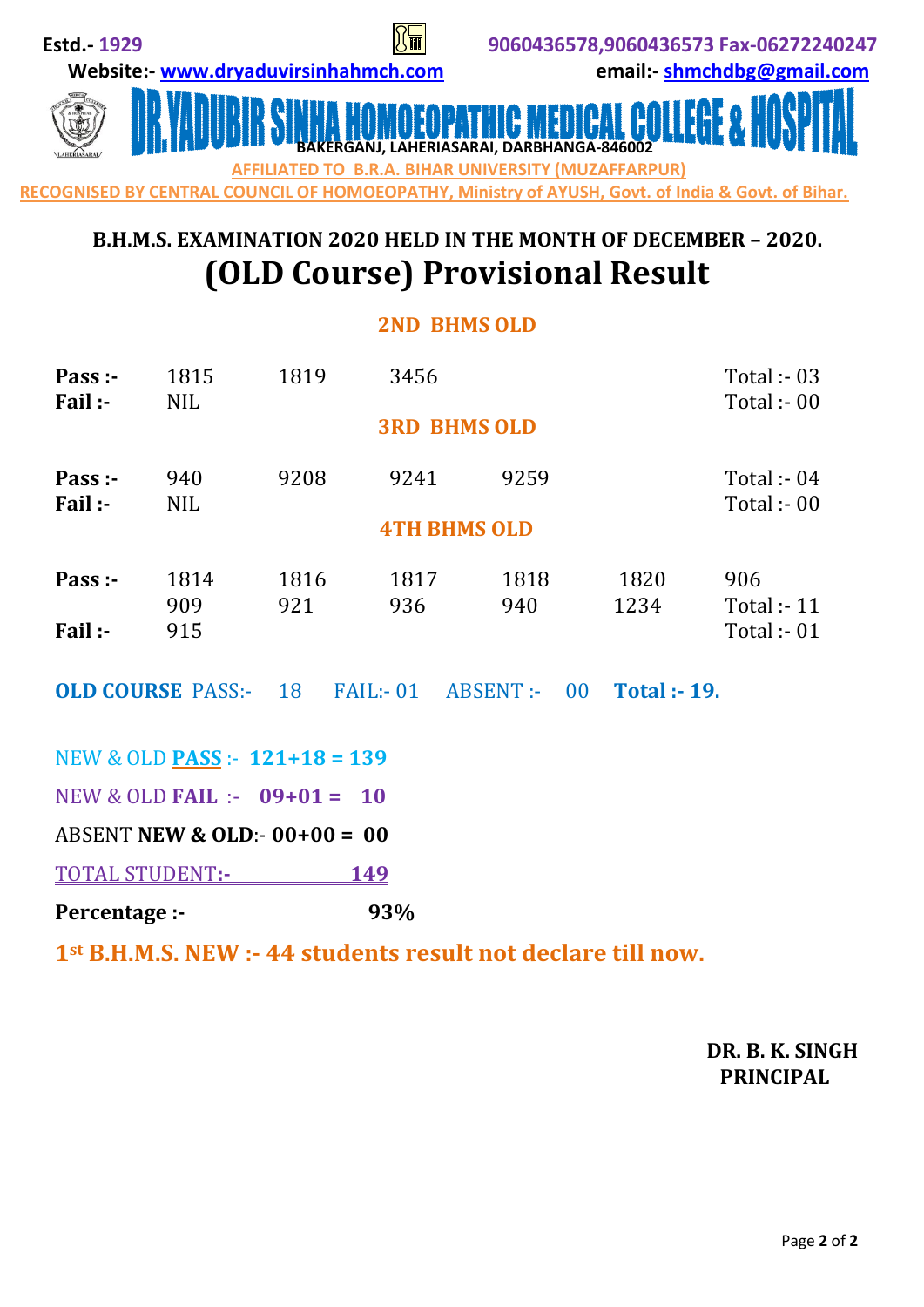Estd.- 1929 9060436578,9060436573 Fax-06272240247

Website:- www.dryaduvirsinhahmch.com email:- shmchdbg@gmail.com

# DR. YADUBIR SINHA HOMOEOPATHIC MEDICAL COLLEGE & HOSPITAL

BAKERGANJ, LAHERIASARAI, DARBHANGA-846002

AFFILIATED TO B.R.A. BIHAR UNIVERSITY (MUZAFFARPUR)

RECOGNISED BY CENTRAL COUNCIL OF HOMOEOPATHY, Ministry of AYUSH, Govt. of India & Govt. of Bihar.

## B.H.M.S. EXAMINATION 2020 HELD IN THE MONTH OF DECEMBER – 2020.

## (OLD Course) Provisional Result

### 2ND BHMS OLD

| | | | | | | |
|---|---|---|---|---|---|---|
| **Pass :-** | 1815 | 1819 | 3456 | | | Total :- 03 |
| **Fail :-** | NIL | | | | | Total :- 00 |

### 3RD BHMS OLD

| | | | | | | |
|---|---|---|---|---|---|---|
| **Pass :-** | 940 | 9208 | 9241 | 9259 | | Total :- 04 |
| **Fail :-** | NIL | | | | | Total :- 00 |

### 4TH BHMS OLD

| | | | | | | |
|---|---|---|---|---|---|---|
| **Pass :-** | 1814 | 1816 | 1817 | 1818 | 1820 | 906 |
| | 909 | 921 | 936 | 940 | 1234 | Total :- 11 |
| **Fail :-** | 915 | | | | | Total :- 01 |

**OLD COURSE** PASS:- 18 FAIL:- 01 ABSENT :- 00 **Total :- 19.**

NEW & OLD **PASS** :- **121+18 = 139**

NEW & OLD **FAIL** :- **09+01 = 10**

ABSENT **NEW & OLD**:- **00+00 = 00**

TOTAL STUDENT**:-** **149**

**Percentage :-** **93%**

**1st B.H.M.S. NEW :- 44 students result not declare till now.**

**DR. B. K. SINGH**
**PRINCIPAL**